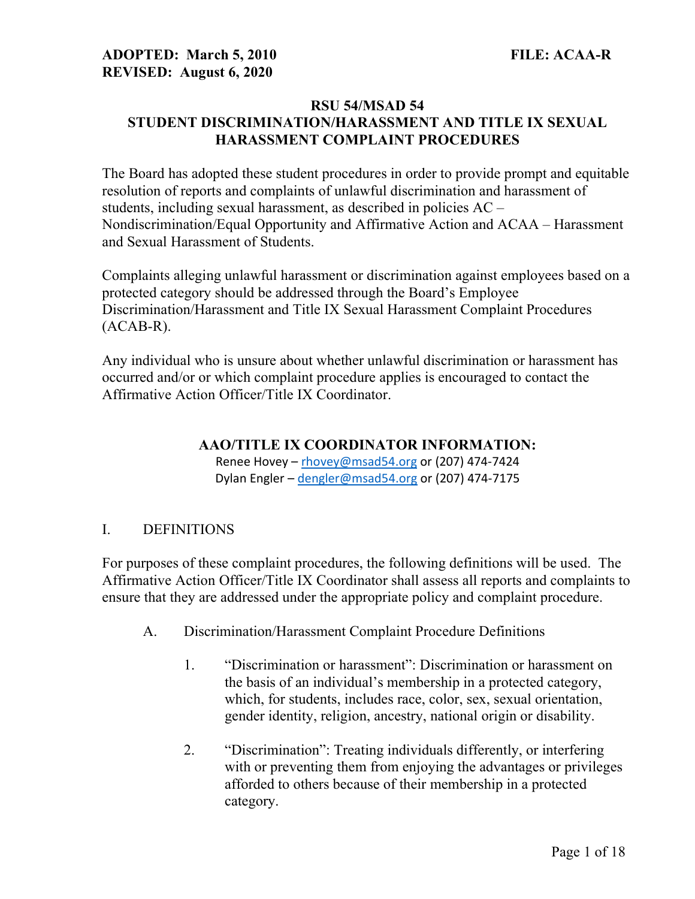**ADOPTED: March 5, 2010** **FILE: ACAA-R**
**REVISED: August 6, 2020**

# RSU 54/MSAD 54
# STUDENT DISCRIMINATION/HARASSMENT AND TITLE IX SEXUAL HARASSMENT COMPLAINT PROCEDURES

The Board has adopted these student procedures in order to provide prompt and equitable resolution of reports and complaints of unlawful discrimination and harassment of students, including sexual harassment, as described in policies AC – Nondiscrimination/Equal Opportunity and Affirmative Action and ACAA – Harassment and Sexual Harassment of Students.

Complaints alleging unlawful harassment or discrimination against employees based on a protected category should be addressed through the Board's Employee Discrimination/Harassment and Title IX Sexual Harassment Complaint Procedures (ACAB-R).

Any individual who is unsure about whether unlawful discrimination or harassment has occurred and/or or which complaint procedure applies is encouraged to contact the Affirmative Action Officer/Title IX Coordinator.

## AAO/TITLE IX COORDINATOR INFORMATION:

Renee Hovey – rhovey@msad54.org or (207) 474-7424
Dylan Engler – dengler@msad54.org or (207) 474-7175

## I. DEFINITIONS

For purposes of these complaint procedures, the following definitions will be used. The Affirmative Action Officer/Title IX Coordinator shall assess all reports and complaints to ensure that they are addressed under the appropriate policy and complaint procedure.

A. Discrimination/Harassment Complaint Procedure Definitions

1. "Discrimination or harassment": Discrimination or harassment on the basis of an individual's membership in a protected category, which, for students, includes race, color, sex, sexual orientation, gender identity, religion, ancestry, national origin or disability.

2. "Discrimination": Treating individuals differently, or interfering with or preventing them from enjoying the advantages or privileges afforded to others because of their membership in a protected category.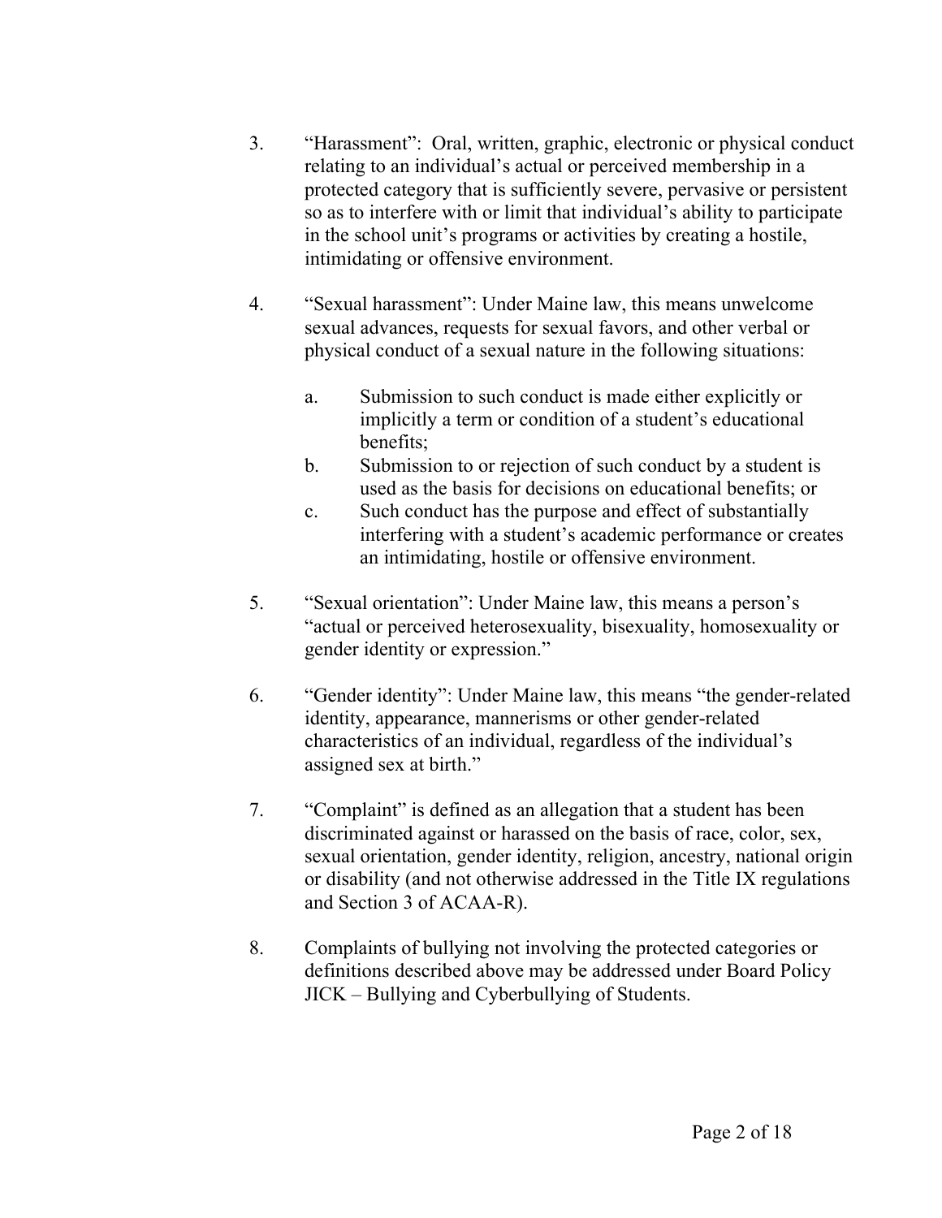3. “Harassment”: Oral, written, graphic, electronic or physical conduct relating to an individual’s actual or perceived membership in a protected category that is sufficiently severe, pervasive or persistent so as to interfere with or limit that individual’s ability to participate in the school unit’s programs or activities by creating a hostile, intimidating or offensive environment.

4. “Sexual harassment”: Under Maine law, this means unwelcome sexual advances, requests for sexual favors, and other verbal or physical conduct of a sexual nature in the following situations:

   a. Submission to such conduct is made either explicitly or implicitly a term or condition of a student’s educational benefits;
   b. Submission to or rejection of such conduct by a student is used as the basis for decisions on educational benefits; or
   c. Such conduct has the purpose and effect of substantially interfering with a student’s academic performance or creates an intimidating, hostile or offensive environment.

5. “Sexual orientation”: Under Maine law, this means a person’s “actual or perceived heterosexuality, bisexuality, homosexuality or gender identity or expression.”

6. “Gender identity”: Under Maine law, this means “the gender-related identity, appearance, mannerisms or other gender-related characteristics of an individual, regardless of the individual’s assigned sex at birth.”

7. “Complaint” is defined as an allegation that a student has been discriminated against or harassed on the basis of race, color, sex, sexual orientation, gender identity, religion, ancestry, national origin or disability (and not otherwise addressed in the Title IX regulations and Section 3 of ACAA-R).

8. Complaints of bullying not involving the protected categories or definitions described above may be addressed under Board Policy JICK – Bullying and Cyberbullying of Students.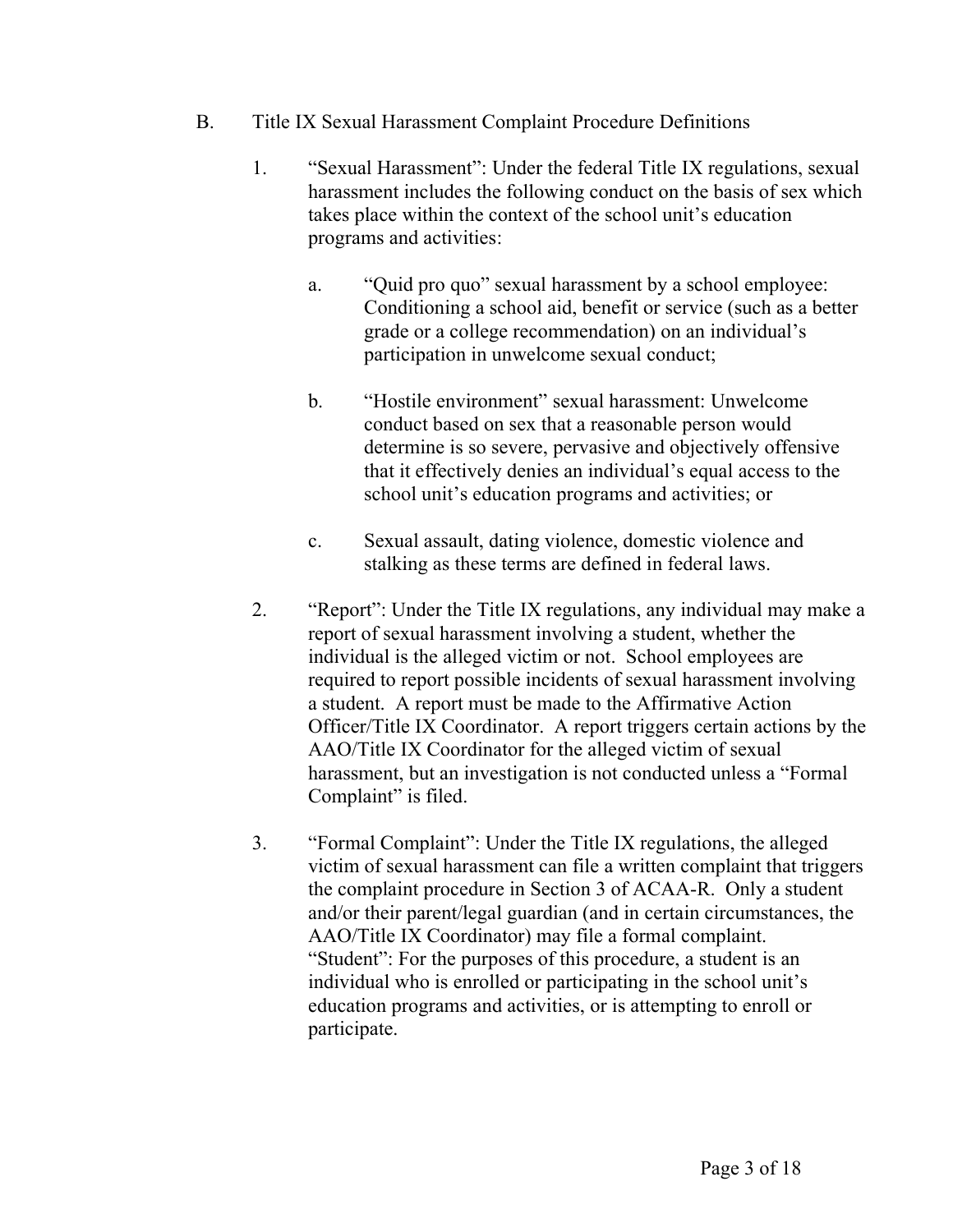B. Title IX Sexual Harassment Complaint Procedure Definitions

1. "Sexual Harassment": Under the federal Title IX regulations, sexual harassment includes the following conduct on the basis of sex which takes place within the context of the school unit's education programs and activities:

   a. "Quid pro quo" sexual harassment by a school employee: Conditioning a school aid, benefit or service (such as a better grade or a college recommendation) on an individual's participation in unwelcome sexual conduct;

   b. "Hostile environment" sexual harassment: Unwelcome conduct based on sex that a reasonable person would determine is so severe, pervasive and objectively offensive that it effectively denies an individual's equal access to the school unit's education programs and activities; or

   c. Sexual assault, dating violence, domestic violence and stalking as these terms are defined in federal laws.

2. "Report": Under the Title IX regulations, any individual may make a report of sexual harassment involving a student, whether the individual is the alleged victim or not. School employees are required to report possible incidents of sexual harassment involving a student. A report must be made to the Affirmative Action Officer/Title IX Coordinator. A report triggers certain actions by the AAO/Title IX Coordinator for the alleged victim of sexual harassment, but an investigation is not conducted unless a "Formal Complaint" is filed.

3. "Formal Complaint": Under the Title IX regulations, the alleged victim of sexual harassment can file a written complaint that triggers the complaint procedure in Section 3 of ACAA-R. Only a student and/or their parent/legal guardian (and in certain circumstances, the AAO/Title IX Coordinator) may file a formal complaint.
   "Student": For the purposes of this procedure, a student is an individual who is enrolled or participating in the school unit's education programs and activities, or is attempting to enroll or participate.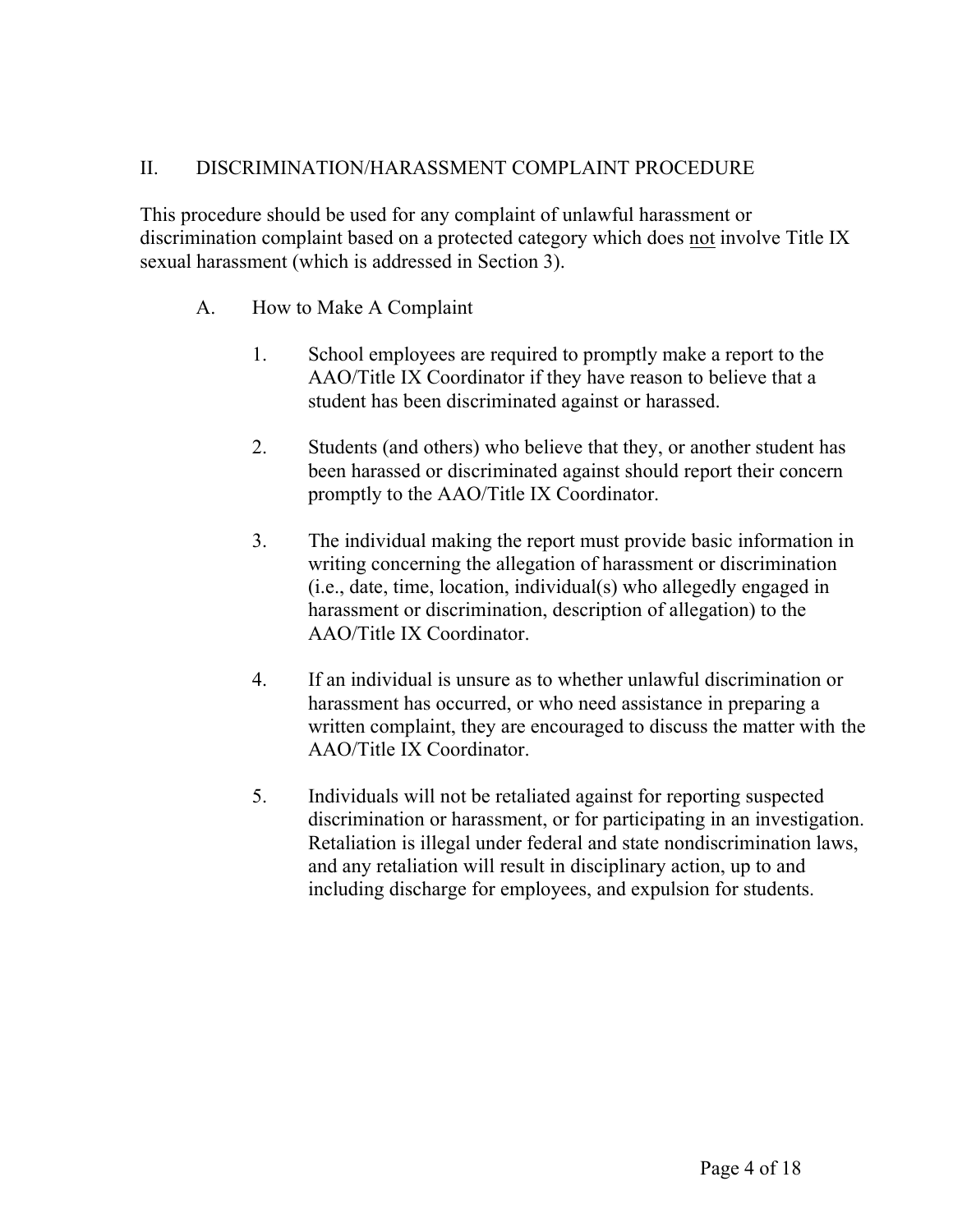## II. DISCRIMINATION/HARASSMENT COMPLAINT PROCEDURE

This procedure should be used for any complaint of unlawful harassment or discrimination complaint based on a protected category which does <u>not</u> involve Title IX sexual harassment (which is addressed in Section 3).

### A. How to Make A Complaint

1. School employees are required to promptly make a report to the AAO/Title IX Coordinator if they have reason to believe that a student has been discriminated against or harassed.

2. Students (and others) who believe that they, or another student has been harassed or discriminated against should report their concern promptly to the AAO/Title IX Coordinator.

3. The individual making the report must provide basic information in writing concerning the allegation of harassment or discrimination (i.e., date, time, location, individual(s) who allegedly engaged in harassment or discrimination, description of allegation) to the AAO/Title IX Coordinator.

4. If an individual is unsure as to whether unlawful discrimination or harassment has occurred, or who need assistance in preparing a written complaint, they are encouraged to discuss the matter with the AAO/Title IX Coordinator.

5. Individuals will not be retaliated against for reporting suspected discrimination or harassment, or for participating in an investigation. Retaliation is illegal under federal and state nondiscrimination laws, and any retaliation will result in disciplinary action, up to and including discharge for employees, and expulsion for students.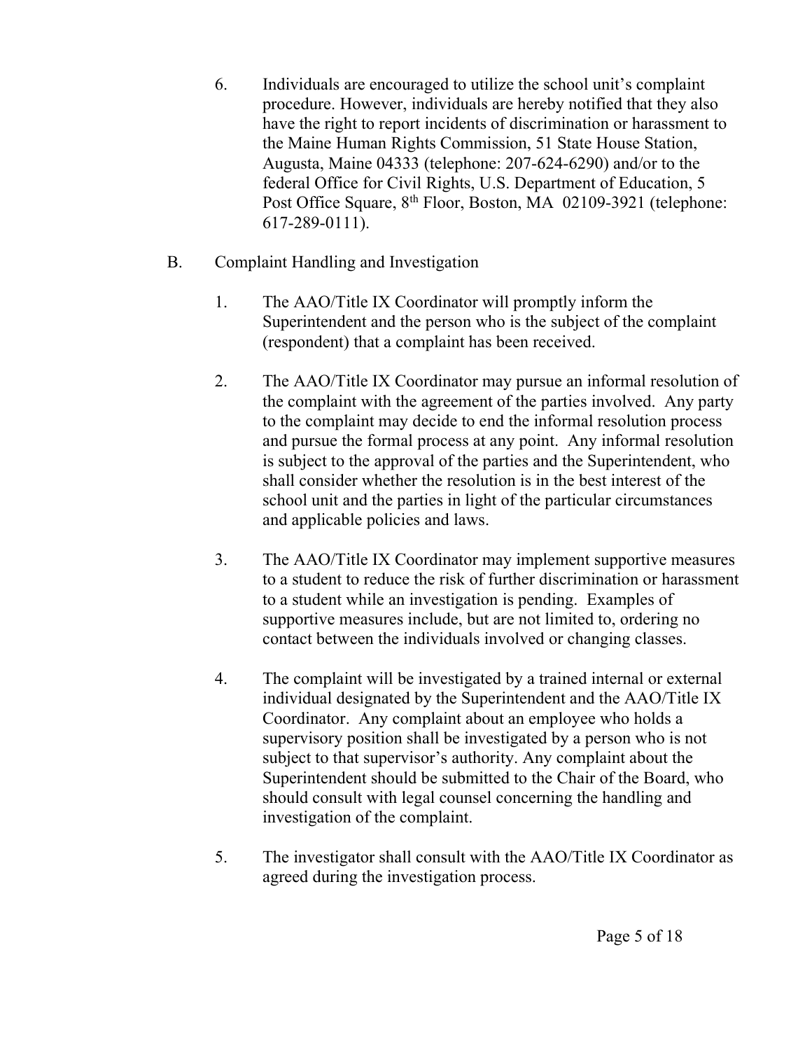6. Individuals are encouraged to utilize the school unit's complaint procedure. However, individuals are hereby notified that they also have the right to report incidents of discrimination or harassment to the Maine Human Rights Commission, 51 State House Station, Augusta, Maine 04333 (telephone: 207-624-6290) and/or to the federal Office for Civil Rights, U.S. Department of Education, 5 Post Office Square, 8th Floor, Boston, MA 02109-3921 (telephone: 617-289-0111).

B. Complaint Handling and Investigation

1. The AAO/Title IX Coordinator will promptly inform the Superintendent and the person who is the subject of the complaint (respondent) that a complaint has been received.

2. The AAO/Title IX Coordinator may pursue an informal resolution of the complaint with the agreement of the parties involved. Any party to the complaint may decide to end the informal resolution process and pursue the formal process at any point. Any informal resolution is subject to the approval of the parties and the Superintendent, who shall consider whether the resolution is in the best interest of the school unit and the parties in light of the particular circumstances and applicable policies and laws.

3. The AAO/Title IX Coordinator may implement supportive measures to a student to reduce the risk of further discrimination or harassment to a student while an investigation is pending. Examples of supportive measures include, but are not limited to, ordering no contact between the individuals involved or changing classes.

4. The complaint will be investigated by a trained internal or external individual designated by the Superintendent and the AAO/Title IX Coordinator. Any complaint about an employee who holds a supervisory position shall be investigated by a person who is not subject to that supervisor's authority. Any complaint about the Superintendent should be submitted to the Chair of the Board, who should consult with legal counsel concerning the handling and investigation of the complaint.

5. The investigator shall consult with the AAO/Title IX Coordinator as agreed during the investigation process.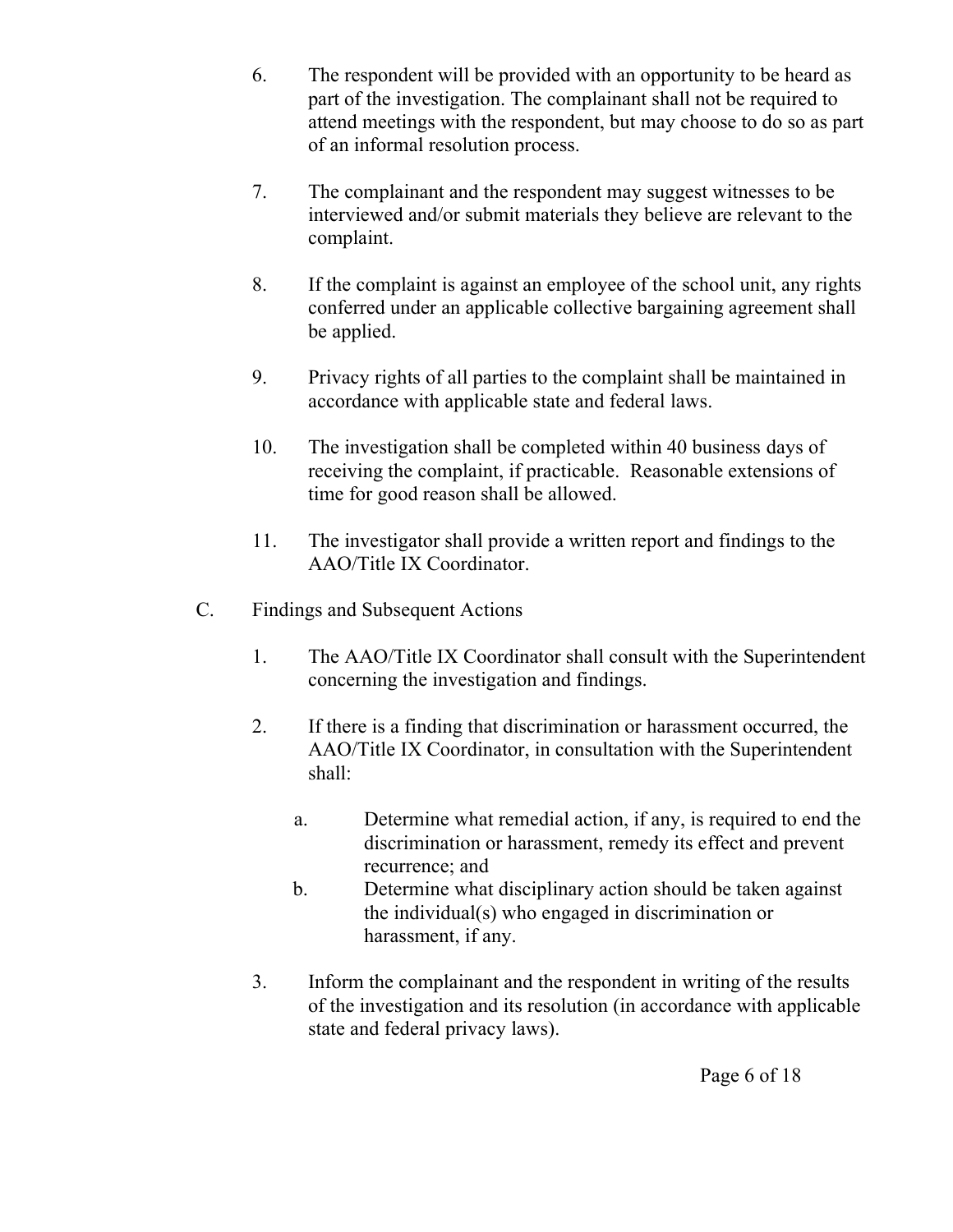6. The respondent will be provided with an opportunity to be heard as part of the investigation. The complainant shall not be required to attend meetings with the respondent, but may choose to do so as part of an informal resolution process.

7. The complainant and the respondent may suggest witnesses to be interviewed and/or submit materials they believe are relevant to the complaint.

8. If the complaint is against an employee of the school unit, any rights conferred under an applicable collective bargaining agreement shall be applied.

9. Privacy rights of all parties to the complaint shall be maintained in accordance with applicable state and federal laws.

10. The investigation shall be completed within 40 business days of receiving the complaint, if practicable. Reasonable extensions of time for good reason shall be allowed.

11. The investigator shall provide a written report and findings to the AAO/Title IX Coordinator.

C. Findings and Subsequent Actions

1. The AAO/Title IX Coordinator shall consult with the Superintendent concerning the investigation and findings.

2. If there is a finding that discrimination or harassment occurred, the AAO/Title IX Coordinator, in consultation with the Superintendent shall:

    a. Determine what remedial action, if any, is required to end the discrimination or harassment, remedy its effect and prevent recurrence; and

    b. Determine what disciplinary action should be taken against the individual(s) who engaged in discrimination or harassment, if any.

3. Inform the complainant and the respondent in writing of the results of the investigation and its resolution (in accordance with applicable state and federal privacy laws).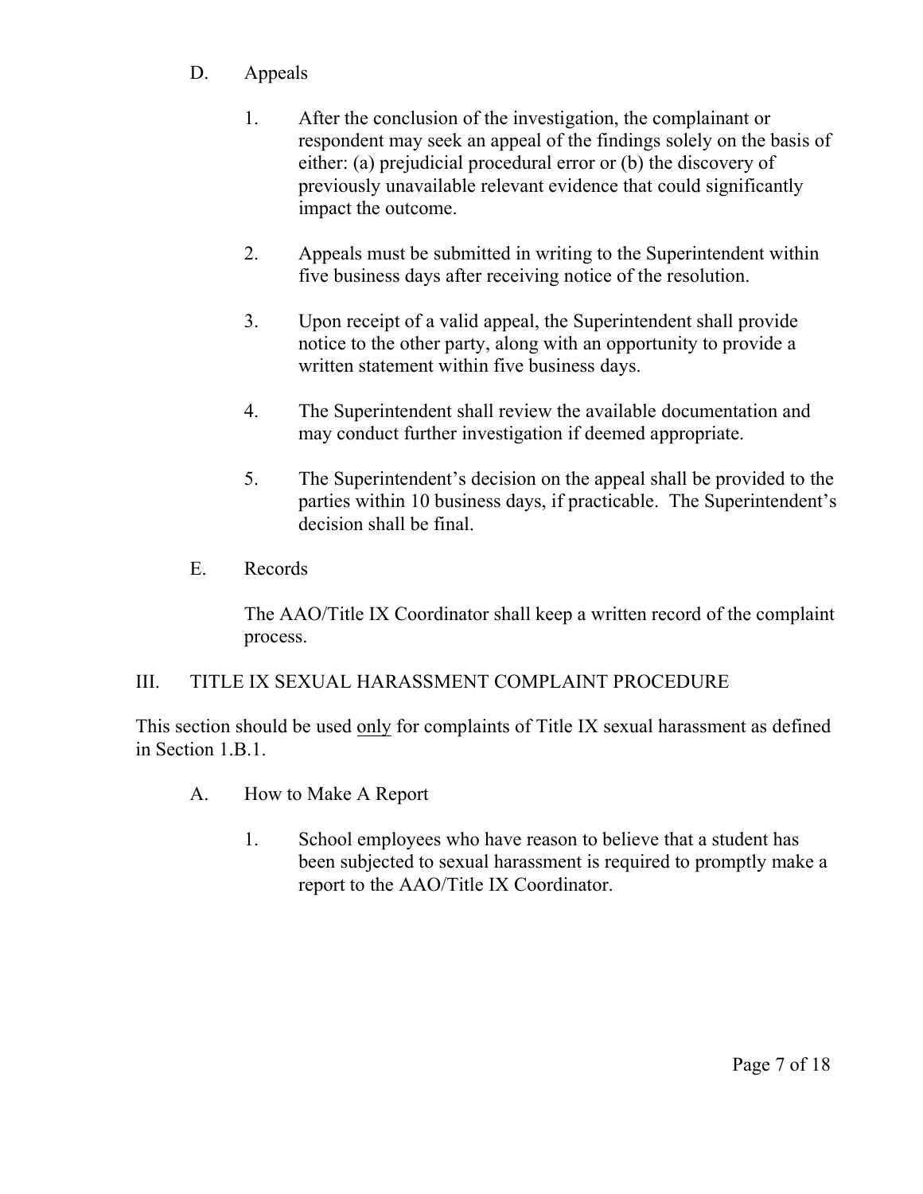D. Appeals

1. After the conclusion of the investigation, the complainant or respondent may seek an appeal of the findings solely on the basis of either: (a) prejudicial procedural error or (b) the discovery of previously unavailable relevant evidence that could significantly impact the outcome.

2. Appeals must be submitted in writing to the Superintendent within five business days after receiving notice of the resolution.

3. Upon receipt of a valid appeal, the Superintendent shall provide notice to the other party, along with an opportunity to provide a written statement within five business days.

4. The Superintendent shall review the available documentation and may conduct further investigation if deemed appropriate.

5. The Superintendent's decision on the appeal shall be provided to the parties within 10 business days, if practicable. The Superintendent's decision shall be final.

E. Records

The AAO/Title IX Coordinator shall keep a written record of the complaint process.

## III. TITLE IX SEXUAL HARASSMENT COMPLAINT PROCEDURE

This section should be used <u>only</u> for complaints of Title IX sexual harassment as defined in Section 1.B.1.

A. How to Make A Report

1. School employees who have reason to believe that a student has been subjected to sexual harassment is required to promptly make a report to the AAO/Title IX Coordinator.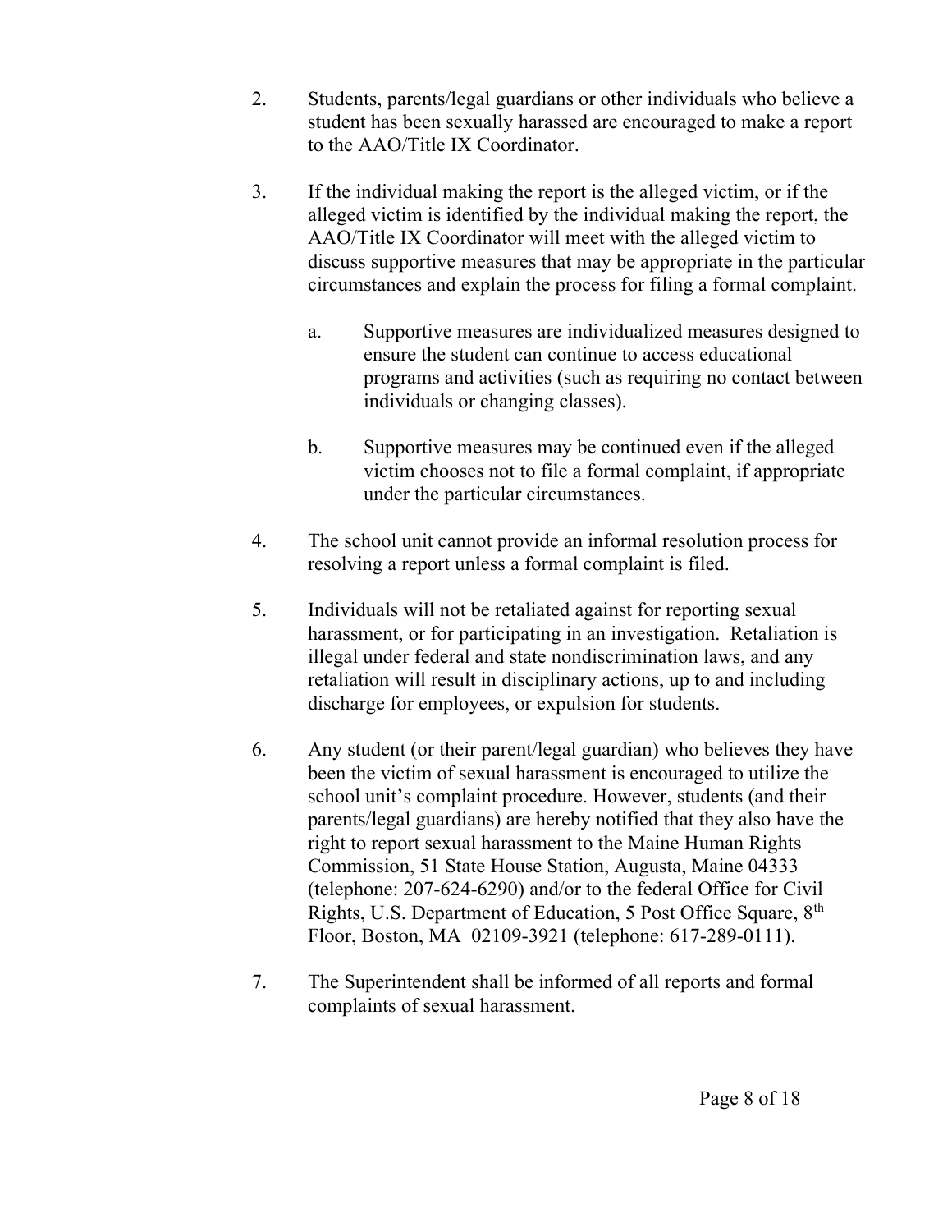2. Students, parents/legal guardians or other individuals who believe a student has been sexually harassed are encouraged to make a report to the AAO/Title IX Coordinator.

3. If the individual making the report is the alleged victim, or if the alleged victim is identified by the individual making the report, the AAO/Title IX Coordinator will meet with the alleged victim to discuss supportive measures that may be appropriate in the particular circumstances and explain the process for filing a formal complaint.

   a. Supportive measures are individualized measures designed to ensure the student can continue to access educational programs and activities (such as requiring no contact between individuals or changing classes).

   b. Supportive measures may be continued even if the alleged victim chooses not to file a formal complaint, if appropriate under the particular circumstances.

4. The school unit cannot provide an informal resolution process for resolving a report unless a formal complaint is filed.

5. Individuals will not be retaliated against for reporting sexual harassment, or for participating in an investigation. Retaliation is illegal under federal and state nondiscrimination laws, and any retaliation will result in disciplinary actions, up to and including discharge for employees, or expulsion for students.

6. Any student (or their parent/legal guardian) who believes they have been the victim of sexual harassment is encouraged to utilize the school unit's complaint procedure. However, students (and their parents/legal guardians) are hereby notified that they also have the right to report sexual harassment to the Maine Human Rights Commission, 51 State House Station, Augusta, Maine 04333 (telephone: 207-624-6290) and/or to the federal Office for Civil Rights, U.S. Department of Education, 5 Post Office Square, 8th Floor, Boston, MA 02109-3921 (telephone: 617-289-0111).

7. The Superintendent shall be informed of all reports and formal complaints of sexual harassment.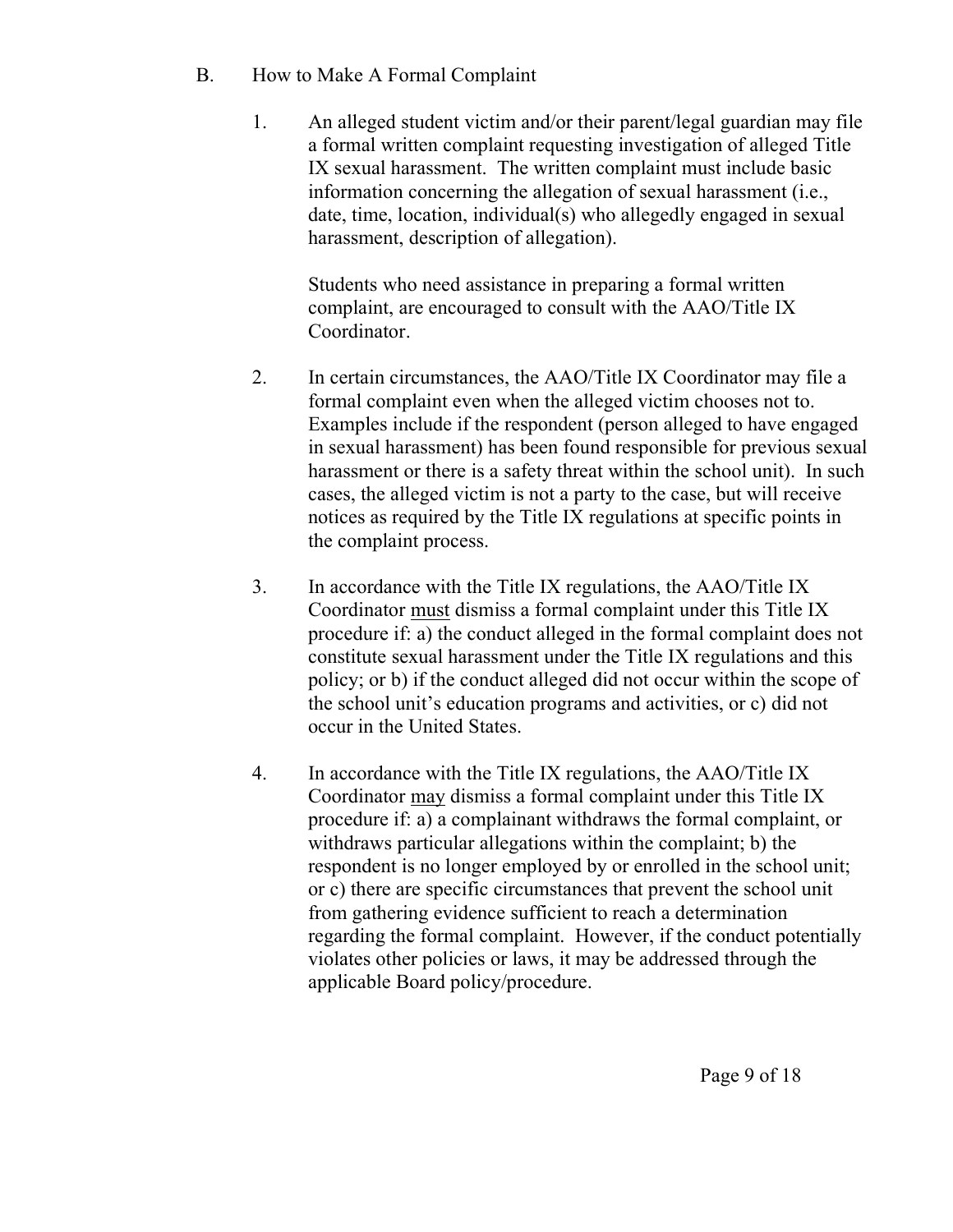B. How to Make A Formal Complaint

1. An alleged student victim and/or their parent/legal guardian may file a formal written complaint requesting investigation of alleged Title IX sexual harassment. The written complaint must include basic information concerning the allegation of sexual harassment (i.e., date, time, location, individual(s) who allegedly engaged in sexual harassment, description of allegation).

   Students who need assistance in preparing a formal written complaint, are encouraged to consult with the AAO/Title IX Coordinator.

2. In certain circumstances, the AAO/Title IX Coordinator may file a formal complaint even when the alleged victim chooses not to. Examples include if the respondent (person alleged to have engaged in sexual harassment) has been found responsible for previous sexual harassment or there is a safety threat within the school unit). In such cases, the alleged victim is not a party to the case, but will receive notices as required by the Title IX regulations at specific points in the complaint process.

3. In accordance with the Title IX regulations, the AAO/Title IX Coordinator <u>must</u> dismiss a formal complaint under this Title IX procedure if: a) the conduct alleged in the formal complaint does not constitute sexual harassment under the Title IX regulations and this policy; or b) if the conduct alleged did not occur within the scope of the school unit's education programs and activities, or c) did not occur in the United States.

4. In accordance with the Title IX regulations, the AAO/Title IX Coordinator <u>may</u> dismiss a formal complaint under this Title IX procedure if: a) a complainant withdraws the formal complaint, or withdraws particular allegations within the complaint; b) the respondent is no longer employed by or enrolled in the school unit; or c) there are specific circumstances that prevent the school unit from gathering evidence sufficient to reach a determination regarding the formal complaint. However, if the conduct potentially violates other policies or laws, it may be addressed through the applicable Board policy/procedure.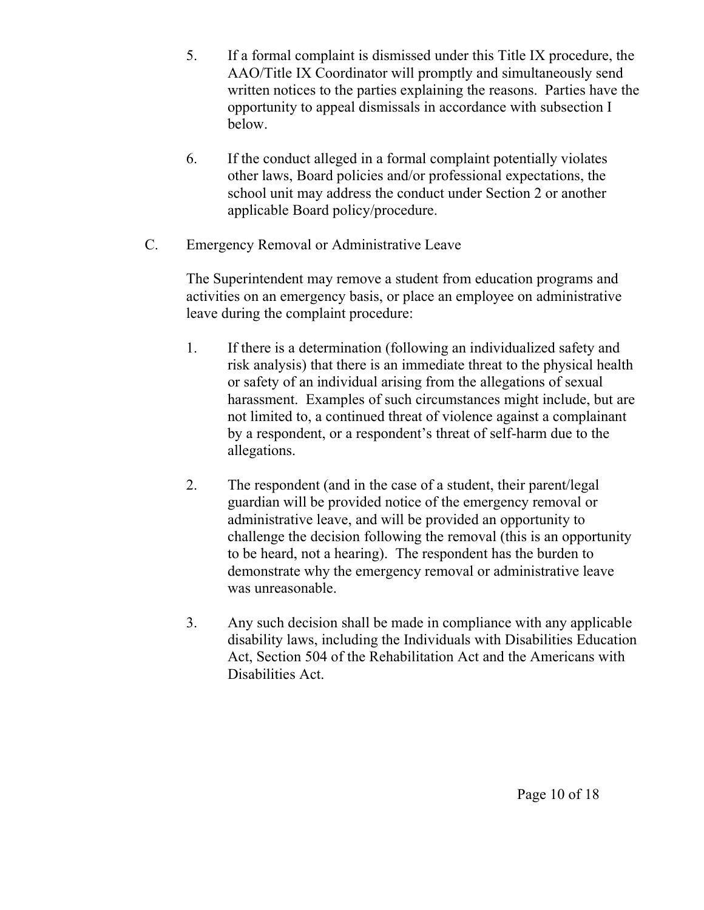5. If a formal complaint is dismissed under this Title IX procedure, the AAO/Title IX Coordinator will promptly and simultaneously send written notices to the parties explaining the reasons. Parties have the opportunity to appeal dismissals in accordance with subsection I below.

6. If the conduct alleged in a formal complaint potentially violates other laws, Board policies and/or professional expectations, the school unit may address the conduct under Section 2 or another applicable Board policy/procedure.

C. Emergency Removal or Administrative Leave

The Superintendent may remove a student from education programs and activities on an emergency basis, or place an employee on administrative leave during the complaint procedure:

1. If there is a determination (following an individualized safety and risk analysis) that there is an immediate threat to the physical health or safety of an individual arising from the allegations of sexual harassment. Examples of such circumstances might include, but are not limited to, a continued threat of violence against a complainant by a respondent, or a respondent's threat of self-harm due to the allegations.

2. The respondent (and in the case of a student, their parent/legal guardian will be provided notice of the emergency removal or administrative leave, and will be provided an opportunity to challenge the decision following the removal (this is an opportunity to be heard, not a hearing). The respondent has the burden to demonstrate why the emergency removal or administrative leave was unreasonable.

3. Any such decision shall be made in compliance with any applicable disability laws, including the Individuals with Disabilities Education Act, Section 504 of the Rehabilitation Act and the Americans with Disabilities Act.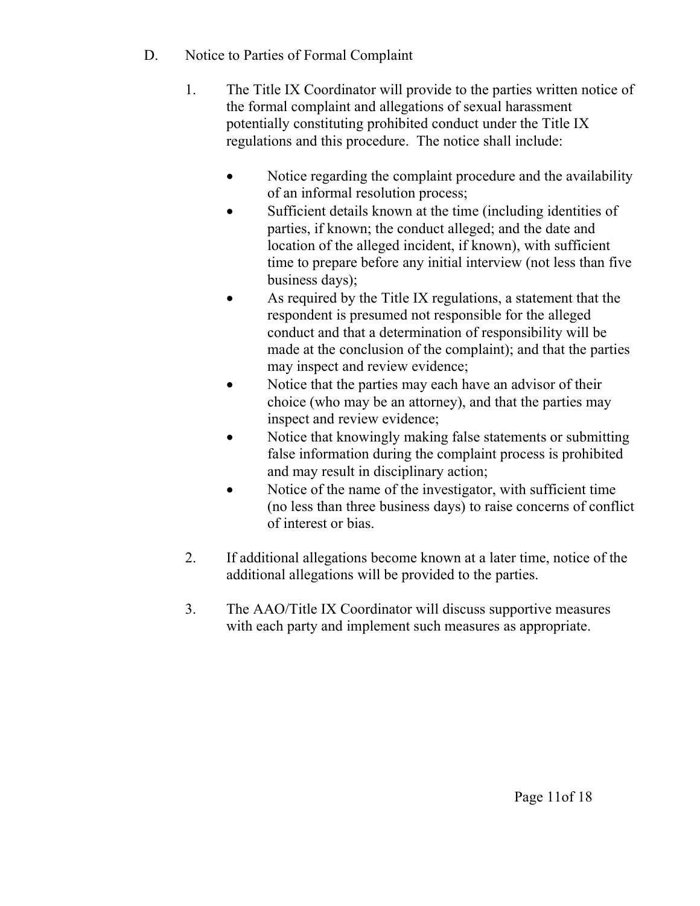D. Notice to Parties of Formal Complaint

1. The Title IX Coordinator will provide to the parties written notice of the formal complaint and allegations of sexual harassment potentially constituting prohibited conduct under the Title IX regulations and this procedure. The notice shall include:

   - Notice regarding the complaint procedure and the availability of an informal resolution process;
   - Sufficient details known at the time (including identities of parties, if known; the conduct alleged; and the date and location of the alleged incident, if known), with sufficient time to prepare before any initial interview (not less than five business days);
   - As required by the Title IX regulations, a statement that the respondent is presumed not responsible for the alleged conduct and that a determination of responsibility will be made at the conclusion of the complaint); and that the parties may inspect and review evidence;
   - Notice that the parties may each have an advisor of their choice (who may be an attorney), and that the parties may inspect and review evidence;
   - Notice that knowingly making false statements or submitting false information during the complaint process is prohibited and may result in disciplinary action;
   - Notice of the name of the investigator, with sufficient time (no less than three business days) to raise concerns of conflict of interest or bias.

2. If additional allegations become known at a later time, notice of the additional allegations will be provided to the parties.

3. The AAO/Title IX Coordinator will discuss supportive measures with each party and implement such measures as appropriate.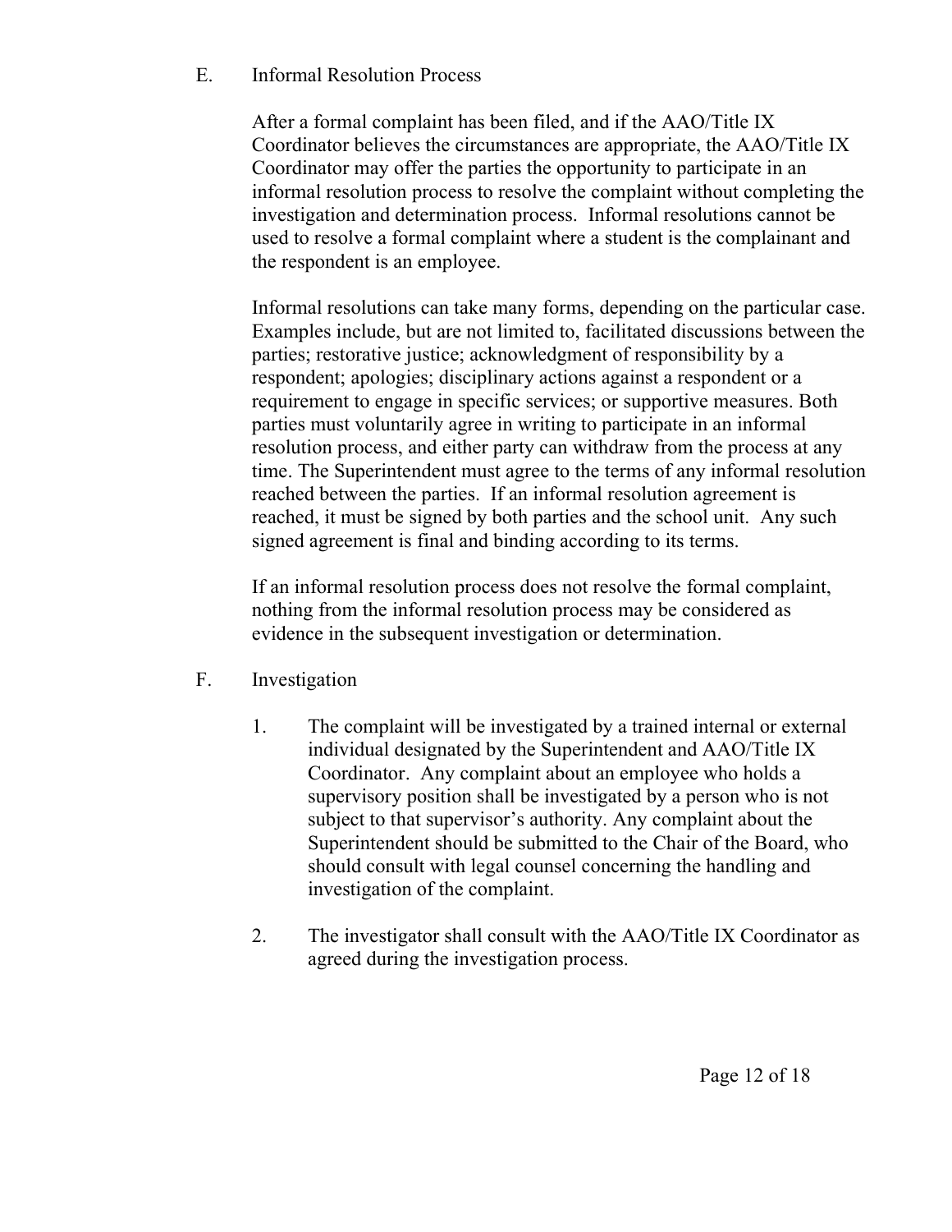E. Informal Resolution Process

After a formal complaint has been filed, and if the AAO/Title IX Coordinator believes the circumstances are appropriate, the AAO/Title IX Coordinator may offer the parties the opportunity to participate in an informal resolution process to resolve the complaint without completing the investigation and determination process. Informal resolutions cannot be used to resolve a formal complaint where a student is the complainant and the respondent is an employee.

Informal resolutions can take many forms, depending on the particular case. Examples include, but are not limited to, facilitated discussions between the parties; restorative justice; acknowledgment of responsibility by a respondent; apologies; disciplinary actions against a respondent or a requirement to engage in specific services; or supportive measures. Both parties must voluntarily agree in writing to participate in an informal resolution process, and either party can withdraw from the process at any time. The Superintendent must agree to the terms of any informal resolution reached between the parties. If an informal resolution agreement is reached, it must be signed by both parties and the school unit. Any such signed agreement is final and binding according to its terms.

If an informal resolution process does not resolve the formal complaint, nothing from the informal resolution process may be considered as evidence in the subsequent investigation or determination.

F. Investigation

1. The complaint will be investigated by a trained internal or external individual designated by the Superintendent and AAO/Title IX Coordinator. Any complaint about an employee who holds a supervisory position shall be investigated by a person who is not subject to that supervisor's authority. Any complaint about the Superintendent should be submitted to the Chair of the Board, who should consult with legal counsel concerning the handling and investigation of the complaint.

2. The investigator shall consult with the AAO/Title IX Coordinator as agreed during the investigation process.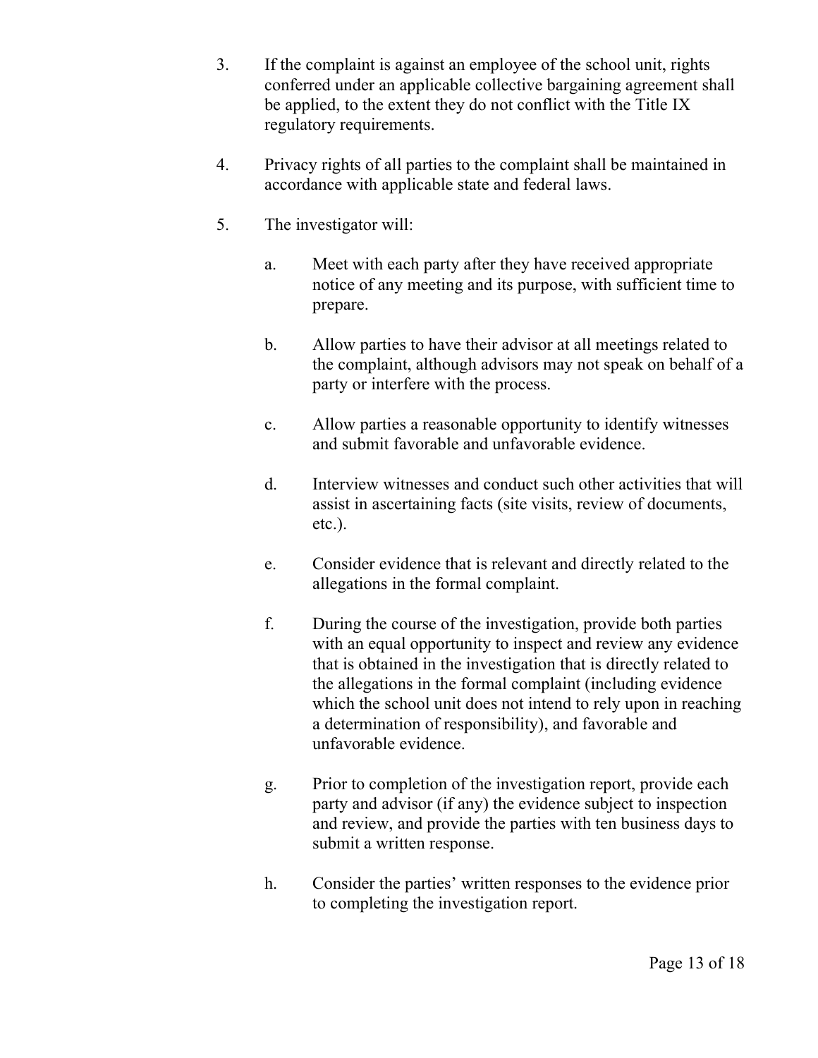3. If the complaint is against an employee of the school unit, rights conferred under an applicable collective bargaining agreement shall be applied, to the extent they do not conflict with the Title IX regulatory requirements.

4. Privacy rights of all parties to the complaint shall be maintained in accordance with applicable state and federal laws.

5. The investigator will:

   a. Meet with each party after they have received appropriate notice of any meeting and its purpose, with sufficient time to prepare.

   b. Allow parties to have their advisor at all meetings related to the complaint, although advisors may not speak on behalf of a party or interfere with the process.

   c. Allow parties a reasonable opportunity to identify witnesses and submit favorable and unfavorable evidence.

   d. Interview witnesses and conduct such other activities that will assist in ascertaining facts (site visits, review of documents, etc.).

   e. Consider evidence that is relevant and directly related to the allegations in the formal complaint.

   f. During the course of the investigation, provide both parties with an equal opportunity to inspect and review any evidence that is obtained in the investigation that is directly related to the allegations in the formal complaint (including evidence which the school unit does not intend to rely upon in reaching a determination of responsibility), and favorable and unfavorable evidence.

   g. Prior to completion of the investigation report, provide each party and advisor (if any) the evidence subject to inspection and review, and provide the parties with ten business days to submit a written response.

   h. Consider the parties' written responses to the evidence prior to completing the investigation report.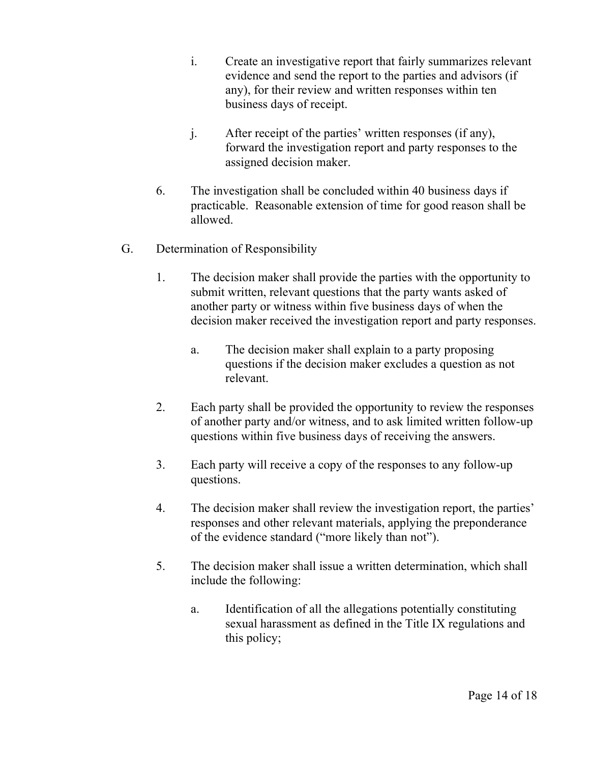- i. Create an investigative report that fairly summarizes relevant evidence and send the report to the parties and advisors (if any), for their review and written responses within ten business days of receipt.

- j. After receipt of the parties' written responses (if any), forward the investigation report and party responses to the assigned decision maker.

6. The investigation shall be concluded within 40 business days if practicable. Reasonable extension of time for good reason shall be allowed.

G. Determination of Responsibility

1. The decision maker shall provide the parties with the opportunity to submit written, relevant questions that the party wants asked of another party or witness within five business days of when the decision maker received the investigation report and party responses.

   a. The decision maker shall explain to a party proposing questions if the decision maker excludes a question as not relevant.

2. Each party shall be provided the opportunity to review the responses of another party and/or witness, and to ask limited written follow-up questions within five business days of receiving the answers.

3. Each party will receive a copy of the responses to any follow-up questions.

4. The decision maker shall review the investigation report, the parties' responses and other relevant materials, applying the preponderance of the evidence standard ("more likely than not").

5. The decision maker shall issue a written determination, which shall include the following:

   a. Identification of all the allegations potentially constituting sexual harassment as defined in the Title IX regulations and this policy;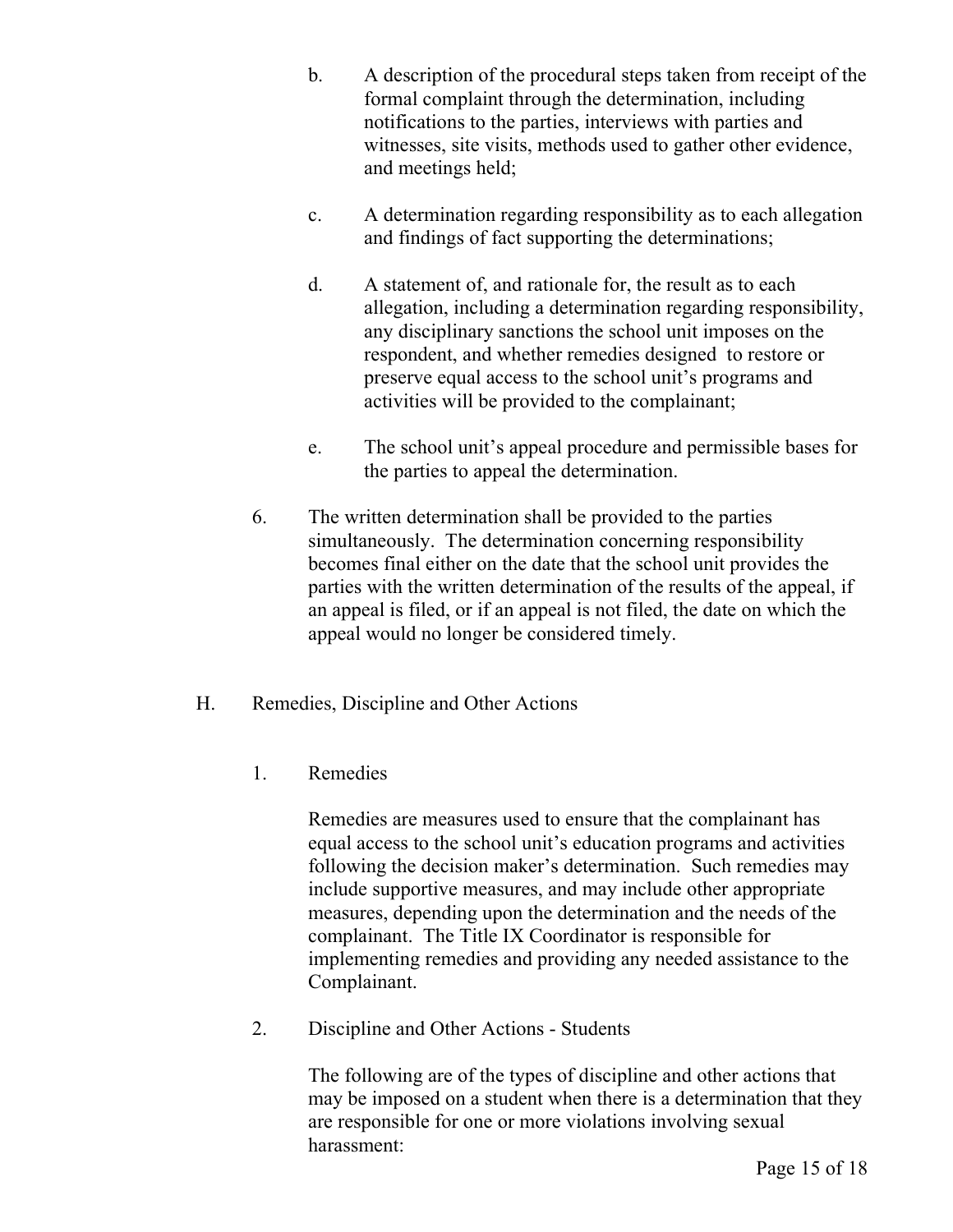b. A description of the procedural steps taken from receipt of the formal complaint through the determination, including notifications to the parties, interviews with parties and witnesses, site visits, methods used to gather other evidence, and meetings held;

c. A determination regarding responsibility as to each allegation and findings of fact supporting the determinations;

d. A statement of, and rationale for, the result as to each allegation, including a determination regarding responsibility, any disciplinary sanctions the school unit imposes on the respondent, and whether remedies designed to restore or preserve equal access to the school unit's programs and activities will be provided to the complainant;

e. The school unit's appeal procedure and permissible bases for the parties to appeal the determination.

6. The written determination shall be provided to the parties simultaneously. The determination concerning responsibility becomes final either on the date that the school unit provides the parties with the written determination of the results of the appeal, if an appeal is filed, or if an appeal is not filed, the date on which the appeal would no longer be considered timely.

H. Remedies, Discipline and Other Actions

1. Remedies

Remedies are measures used to ensure that the complainant has equal access to the school unit's education programs and activities following the decision maker's determination. Such remedies may include supportive measures, and may include other appropriate measures, depending upon the determination and the needs of the complainant. The Title IX Coordinator is responsible for implementing remedies and providing any needed assistance to the Complainant.

2. Discipline and Other Actions - Students

The following are of the types of discipline and other actions that may be imposed on a student when there is a determination that they are responsible for one or more violations involving sexual harassment: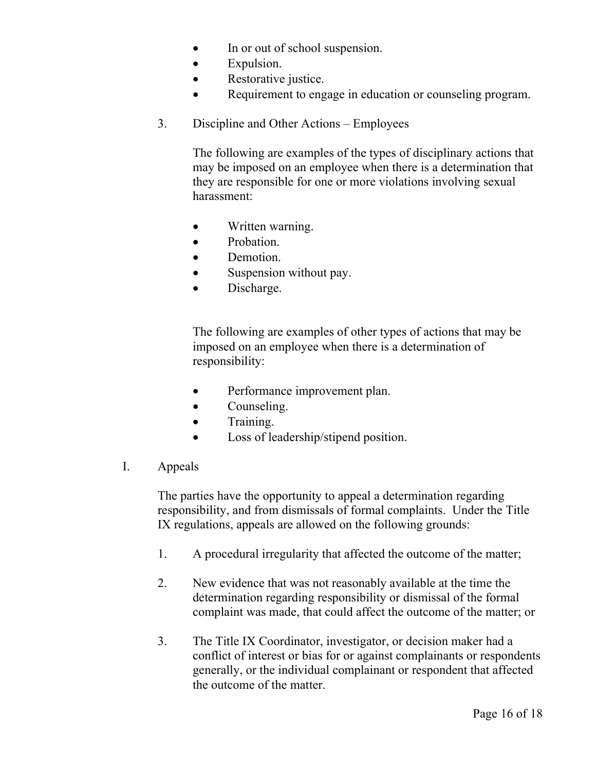- In or out of school suspension.
- Expulsion.
- Restorative justice.
- Requirement to engage in education or counseling program.

3. Discipline and Other Actions – Employees

   The following are examples of the types of disciplinary actions that may be imposed on an employee when there is a determination that they are responsible for one or more violations involving sexual harassment:

   - Written warning.
   - Probation.
   - Demotion.
   - Suspension without pay.
   - Discharge.

   The following are examples of other types of actions that may be imposed on an employee when there is a determination of responsibility:

   - Performance improvement plan.
   - Counseling.
   - Training.
   - Loss of leadership/stipend position.

I. Appeals

The parties have the opportunity to appeal a determination regarding responsibility, and from dismissals of formal complaints. Under the Title IX regulations, appeals are allowed on the following grounds:

1. A procedural irregularity that affected the outcome of the matter;

2. New evidence that was not reasonably available at the time the determination regarding responsibility or dismissal of the formal complaint was made, that could affect the outcome of the matter; or

3. The Title IX Coordinator, investigator, or decision maker had a conflict of interest or bias for or against complainants or respondents generally, or the individual complainant or respondent that affected the outcome of the matter.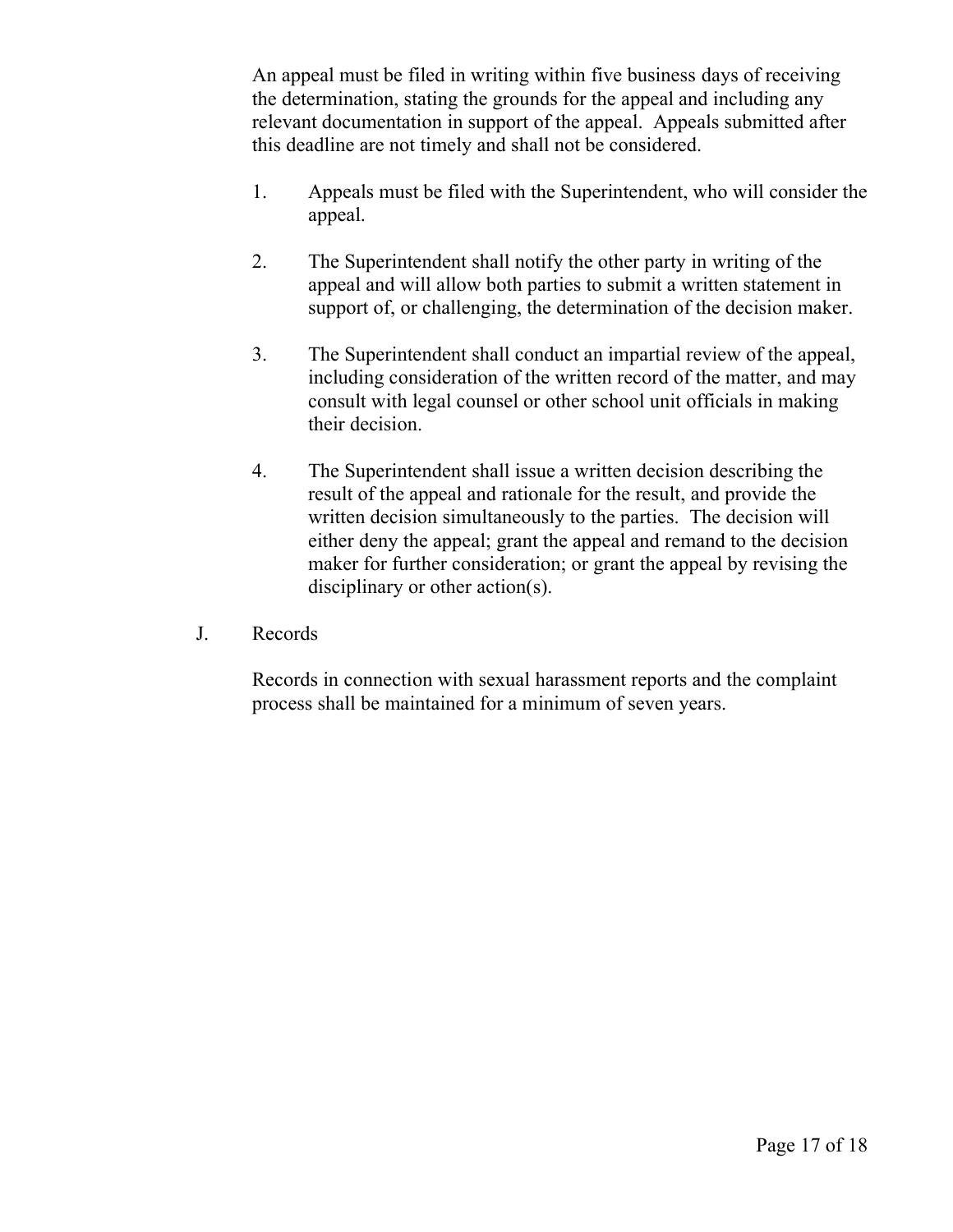An appeal must be filed in writing within five business days of receiving the determination, stating the grounds for the appeal and including any relevant documentation in support of the appeal. Appeals submitted after this deadline are not timely and shall not be considered.

1. Appeals must be filed with the Superintendent, who will consider the appeal.

2. The Superintendent shall notify the other party in writing of the appeal and will allow both parties to submit a written statement in support of, or challenging, the determination of the decision maker.

3. The Superintendent shall conduct an impartial review of the appeal, including consideration of the written record of the matter, and may consult with legal counsel or other school unit officials in making their decision.

4. The Superintendent shall issue a written decision describing the result of the appeal and rationale for the result, and provide the written decision simultaneously to the parties. The decision will either deny the appeal; grant the appeal and remand to the decision maker for further consideration; or grant the appeal by revising the disciplinary or other action(s).

J. Records

Records in connection with sexual harassment reports and the complaint process shall be maintained for a minimum of seven years.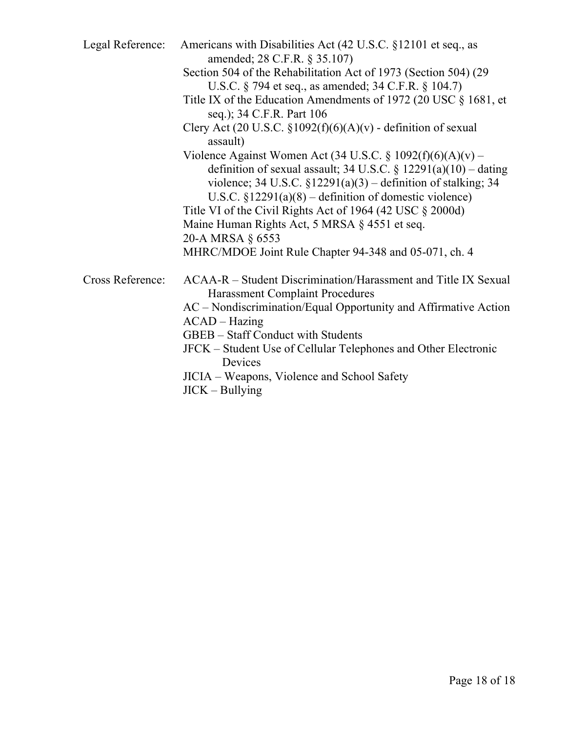Legal Reference: Americans with Disabilities Act (42 U.S.C. §12101 et seq., as amended; 28 C.F.R. § 35.107)

Section 504 of the Rehabilitation Act of 1973 (Section 504) (29 U.S.C. § 794 et seq., as amended; 34 C.F.R. § 104.7)

Title IX of the Education Amendments of 1972 (20 USC § 1681, et seq.); 34 C.F.R. Part 106

Clery Act (20 U.S.C. §1092(f)(6)(A)(v) - definition of sexual assault)

Violence Against Women Act (34 U.S.C. § 1092(f)(6)(A)(v) – definition of sexual assault; 34 U.S.C. § 12291(a)(10) – dating violence; 34 U.S.C. §12291(a)(3) – definition of stalking; 34 U.S.C. §12291(a)(8) – definition of domestic violence)

Title VI of the Civil Rights Act of 1964 (42 USC § 2000d)

Maine Human Rights Act, 5 MRSA § 4551 et seq.

20-A MRSA § 6553

MHRC/MDOE Joint Rule Chapter 94-348 and 05-071, ch. 4

Cross Reference: ACAA-R – Student Discrimination/Harassment and Title IX Sexual Harassment Complaint Procedures

AC – Nondiscrimination/Equal Opportunity and Affirmative Action

ACAD – Hazing

GBEB – Staff Conduct with Students

JFCK – Student Use of Cellular Telephones and Other Electronic Devices

JICIA – Weapons, Violence and School Safety

JICK – Bullying